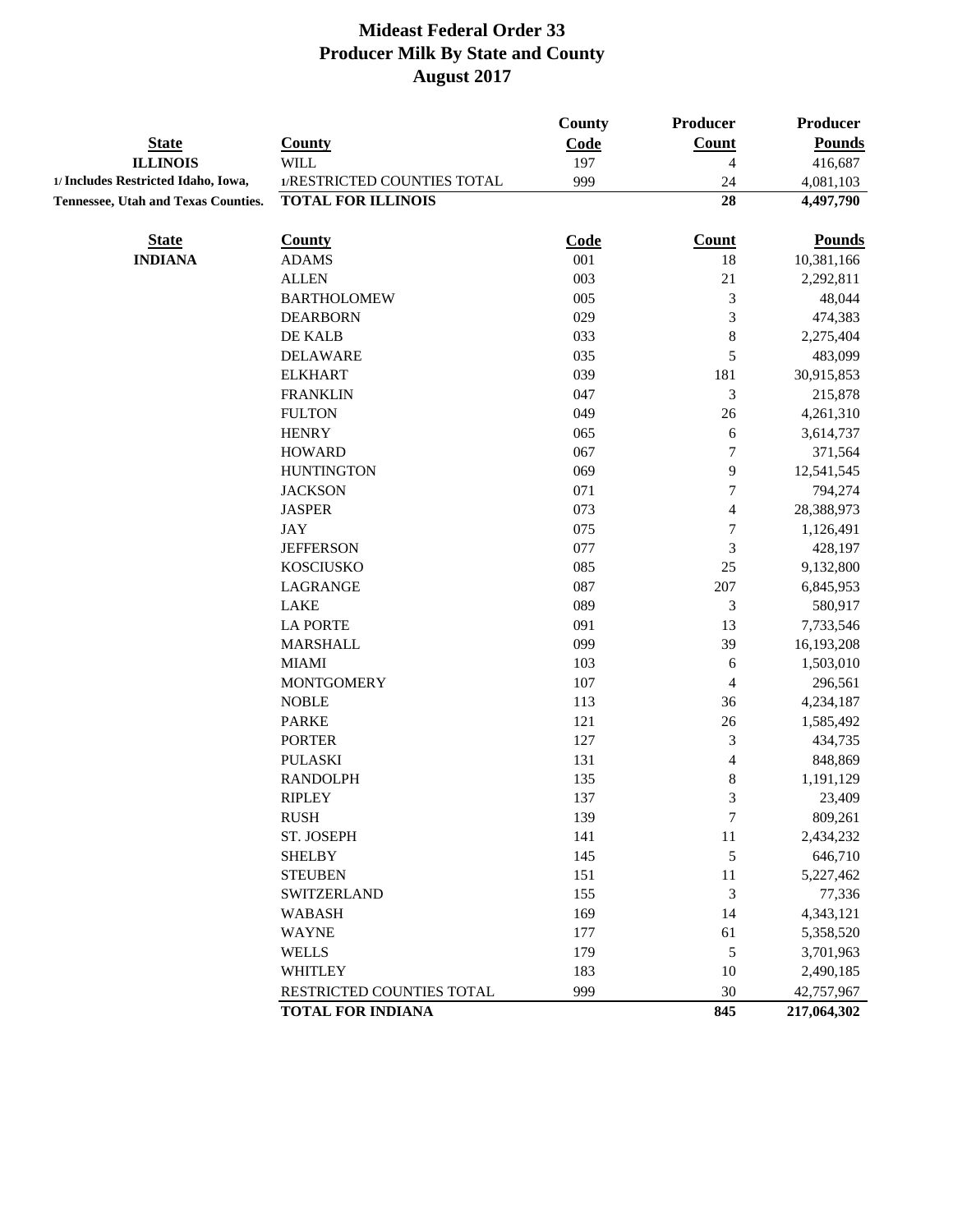# Mideast Federal Order 33
## Producer Milk By State and County
## August 2017

| State | County | County Code | Producer Count | Producer Pounds |
|---|---|---|---|---|
| **ILLINOIS** | WILL | 197 | 4 | 416,687 |
| 1/ Includes Restricted Idaho, Iowa, | 1/RESTRICTED COUNTIES TOTAL | 999 | 24 | 4,081,103 |
| Tennessee, Utah and Texas Counties. | **TOTAL FOR ILLINOIS** | | **28** | **4,497,790** |

| State | County | Code | Count | Pounds |
|---|---|---|---|---|
| **INDIANA** | ADAMS | 001 | 18 | 10,381,166 |
| | ALLEN | 003 | 21 | 2,292,811 |
| | BARTHOLOMEW | 005 | 3 | 48,044 |
| | DEARBORN | 029 | 3 | 474,383 |
| | DE KALB | 033 | 8 | 2,275,404 |
| | DELAWARE | 035 | 5 | 483,099 |
| | ELKHART | 039 | 181 | 30,915,853 |
| | FRANKLIN | 047 | 3 | 215,878 |
| | FULTON | 049 | 26 | 4,261,310 |
| | HENRY | 065 | 6 | 3,614,737 |
| | HOWARD | 067 | 7 | 371,564 |
| | HUNTINGTON | 069 | 9 | 12,541,545 |
| | JACKSON | 071 | 7 | 794,274 |
| | JASPER | 073 | 4 | 28,388,973 |
| | JAY | 075 | 7 | 1,126,491 |
| | JEFFERSON | 077 | 3 | 428,197 |
| | KOSCIUSKO | 085 | 25 | 9,132,800 |
| | LAGRANGE | 087 | 207 | 6,845,953 |
| | LAKE | 089 | 3 | 580,917 |
| | LA PORTE | 091 | 13 | 7,733,546 |
| | MARSHALL | 099 | 39 | 16,193,208 |
| | MIAMI | 103 | 6 | 1,503,010 |
| | MONTGOMERY | 107 | 4 | 296,561 |
| | NOBLE | 113 | 36 | 4,234,187 |
| | PARKE | 121 | 26 | 1,585,492 |
| | PORTER | 127 | 3 | 434,735 |
| | PULASKI | 131 | 4 | 848,869 |
| | RANDOLPH | 135 | 8 | 1,191,129 |
| | RIPLEY | 137 | 3 | 23,409 |
| | RUSH | 139 | 7 | 809,261 |
| | ST. JOSEPH | 141 | 11 | 2,434,232 |
| | SHELBY | 145 | 5 | 646,710 |
| | STEUBEN | 151 | 11 | 5,227,462 |
| | SWITZERLAND | 155 | 3 | 77,336 |
| | WABASH | 169 | 14 | 4,343,121 |
| | WAYNE | 177 | 61 | 5,358,520 |
| | WELLS | 179 | 5 | 3,701,963 |
| | WHITLEY | 183 | 10 | 2,490,185 |
| | RESTRICTED COUNTIES TOTAL | 999 | 30 | 42,757,967 |
| | **TOTAL FOR INDIANA** | | **845** | **217,064,302** |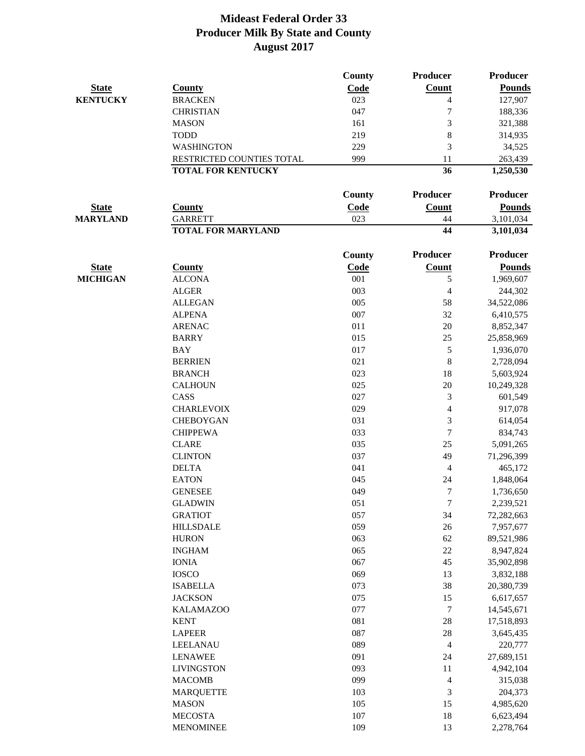# Mideast Federal Order 33
# Producer Milk By State and County
# August 2017

| State | County | County Code | Producer Count | Producer Pounds |
|---|---|---|---|---|
| **KENTUCKY** | BRACKEN | 023 | 4 | 127,907 |
| | CHRISTIAN | 047 | 7 | 188,336 |
| | MASON | 161 | 3 | 321,388 |
| | TODD | 219 | 8 | 314,935 |
| | WASHINGTON | 229 | 3 | 34,525 |
| | RESTRICTED COUNTIES TOTAL | 999 | 11 | 263,439 |
| | **TOTAL FOR KENTUCKY** | | **36** | **1,250,530** |

| State | County | County Code | Producer Count | Producer Pounds |
|---|---|---|---|---|
| **MARYLAND** | GARRETT | 023 | 44 | 3,101,034 |
| | **TOTAL FOR MARYLAND** | | **44** | **3,101,034** |

| State | County | County Code | Producer Count | Producer Pounds |
|---|---|---|---|---|
| **MICHIGAN** | ALCONA | 001 | 5 | 1,969,607 |
| | ALGER | 003 | 4 | 244,302 |
| | ALLEGAN | 005 | 58 | 34,522,086 |
| | ALPENA | 007 | 32 | 6,410,575 |
| | ARENAC | 011 | 20 | 8,852,347 |
| | BARRY | 015 | 25 | 25,858,969 |
| | BAY | 017 | 5 | 1,936,070 |
| | BERRIEN | 021 | 8 | 2,728,094 |
| | BRANCH | 023 | 18 | 5,603,924 |
| | CALHOUN | 025 | 20 | 10,249,328 |
| | CASS | 027 | 3 | 601,549 |
| | CHARLEVOIX | 029 | 4 | 917,078 |
| | CHEBOYGAN | 031 | 3 | 614,054 |
| | CHIPPEWA | 033 | 7 | 834,743 |
| | CLARE | 035 | 25 | 5,091,265 |
| | CLINTON | 037 | 49 | 71,296,399 |
| | DELTA | 041 | 4 | 465,172 |
| | EATON | 045 | 24 | 1,848,064 |
| | GENESEE | 049 | 7 | 1,736,650 |
| | GLADWIN | 051 | 7 | 2,239,521 |
| | GRATIOT | 057 | 34 | 72,282,663 |
| | HILLSDALE | 059 | 26 | 7,957,677 |
| | HURON | 063 | 62 | 89,521,986 |
| | INGHAM | 065 | 22 | 8,947,824 |
| | IONIA | 067 | 45 | 35,902,898 |
| | IOSCO | 069 | 13 | 3,832,188 |
| | ISABELLA | 073 | 38 | 20,380,739 |
| | JACKSON | 075 | 15 | 6,617,657 |
| | KALAMAZOO | 077 | 7 | 14,545,671 |
| | KENT | 081 | 28 | 17,518,893 |
| | LAPEER | 087 | 28 | 3,645,435 |
| | LEELANAU | 089 | 4 | 220,777 |
| | LENAWEE | 091 | 24 | 27,689,151 |
| | LIVINGSTON | 093 | 11 | 4,942,104 |
| | MACOMB | 099 | 4 | 315,038 |
| | MARQUETTE | 103 | 3 | 204,373 |
| | MASON | 105 | 15 | 4,985,620 |
| | MECOSTA | 107 | 18 | 6,623,494 |
| | MENOMINEE | 109 | 13 | 2,278,764 |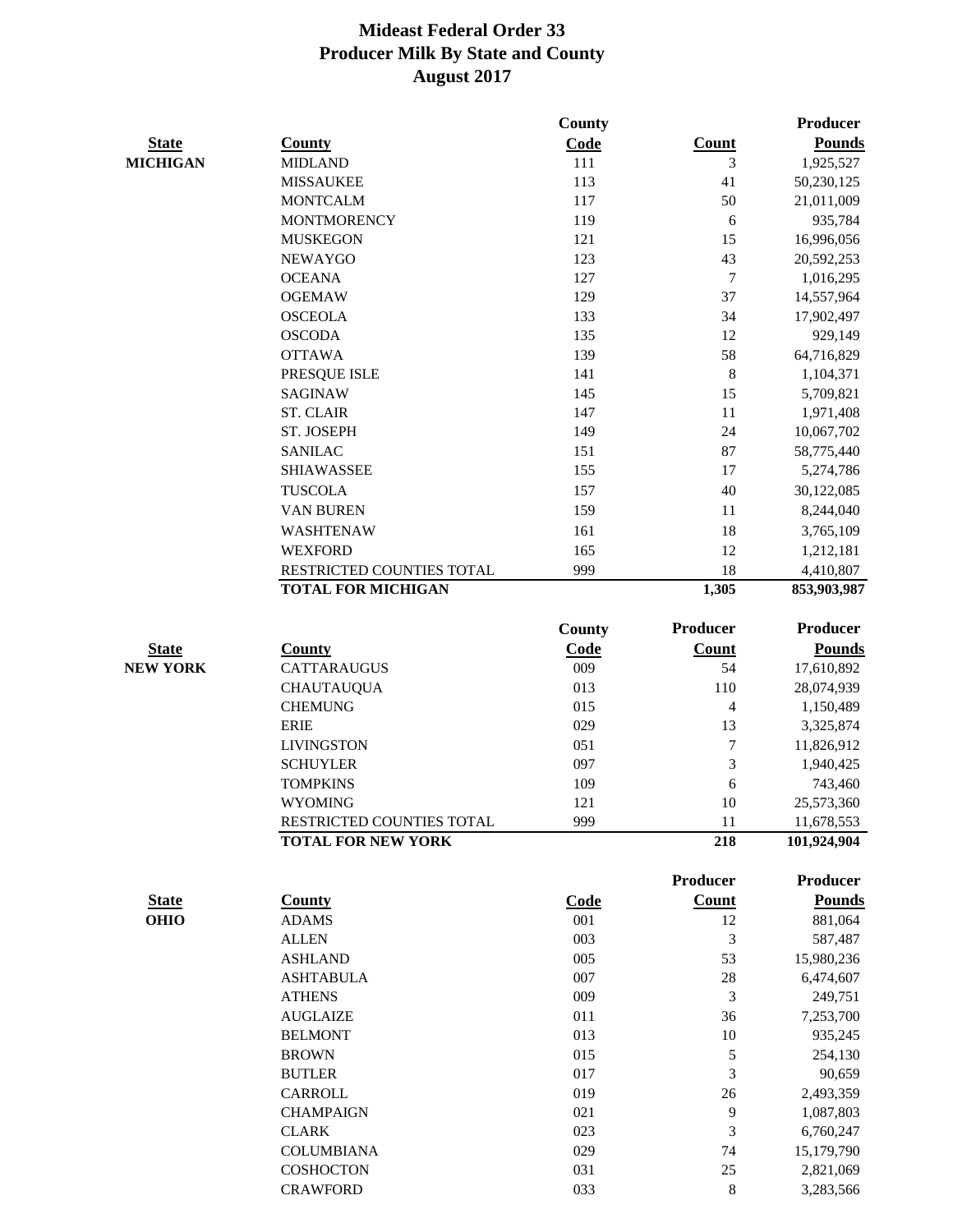# Mideast Federal Order 33
## Producer Milk By State and County
## August 2017

| State | County | County Code | Count | Producer Pounds |
|---|---|---|---|---|
| **MICHIGAN** | MIDLAND | 111 | 3 | 1,925,527 |
| | MISSAUKEE | 113 | 41 | 50,230,125 |
| | MONTCALM | 117 | 50 | 21,011,009 |
| | MONTMORENCY | 119 | 6 | 935,784 |
| | MUSKEGON | 121 | 15 | 16,996,056 |
| | NEWAYGO | 123 | 43 | 20,592,253 |
| | OCEANA | 127 | 7 | 1,016,295 |
| | OGEMAW | 129 | 37 | 14,557,964 |
| | OSCEOLA | 133 | 34 | 17,902,497 |
| | OSCODA | 135 | 12 | 929,149 |
| | OTTAWA | 139 | 58 | 64,716,829 |
| | PRESQUE ISLE | 141 | 8 | 1,104,371 |
| | SAGINAW | 145 | 15 | 5,709,821 |
| | ST. CLAIR | 147 | 11 | 1,971,408 |
| | ST. JOSEPH | 149 | 24 | 10,067,702 |
| | SANILAC | 151 | 87 | 58,775,440 |
| | SHIAWASSEE | 155 | 17 | 5,274,786 |
| | TUSCOLA | 157 | 40 | 30,122,085 |
| | VAN BUREN | 159 | 11 | 8,244,040 |
| | WASHTENAW | 161 | 18 | 3,765,109 |
| | WEXFORD | 165 | 12 | 1,212,181 |
| | RESTRICTED COUNTIES TOTAL | 999 | 18 | 4,410,807 |
| | **TOTAL FOR MICHIGAN** | | **1,305** | **853,903,987** |

| State | County | County Code | Producer Count | Producer Pounds |
|---|---|---|---|---|
| **NEW YORK** | CATTARAUGUS | 009 | 54 | 17,610,892 |
| | CHAUTAUQUA | 013 | 110 | 28,074,939 |
| | CHEMUNG | 015 | 4 | 1,150,489 |
| | ERIE | 029 | 13 | 3,325,874 |
| | LIVINGSTON | 051 | 7 | 11,826,912 |
| | SCHUYLER | 097 | 3 | 1,940,425 |
| | TOMPKINS | 109 | 6 | 743,460 |
| | WYOMING | 121 | 10 | 25,573,360 |
| | RESTRICTED COUNTIES TOTAL | 999 | 11 | 11,678,553 |
| | **TOTAL FOR NEW YORK** | | **218** | **101,924,904** |

| State | County | Code | Producer Count | Producer Pounds |
|---|---|---|---|---|
| **OHIO** | ADAMS | 001 | 12 | 881,064 |
| | ALLEN | 003 | 3 | 587,487 |
| | ASHLAND | 005 | 53 | 15,980,236 |
| | ASHTABULA | 007 | 28 | 6,474,607 |
| | ATHENS | 009 | 3 | 249,751 |
| | AUGLAIZE | 011 | 36 | 7,253,700 |
| | BELMONT | 013 | 10 | 935,245 |
| | BROWN | 015 | 5 | 254,130 |
| | BUTLER | 017 | 3 | 90,659 |
| | CARROLL | 019 | 26 | 2,493,359 |
| | CHAMPAIGN | 021 | 9 | 1,087,803 |
| | CLARK | 023 | 3 | 6,760,247 |
| | COLUMBIANA | 029 | 74 | 15,179,790 |
| | COSHOCTON | 031 | 25 | 2,821,069 |
| | CRAWFORD | 033 | 8 | 3,283,566 |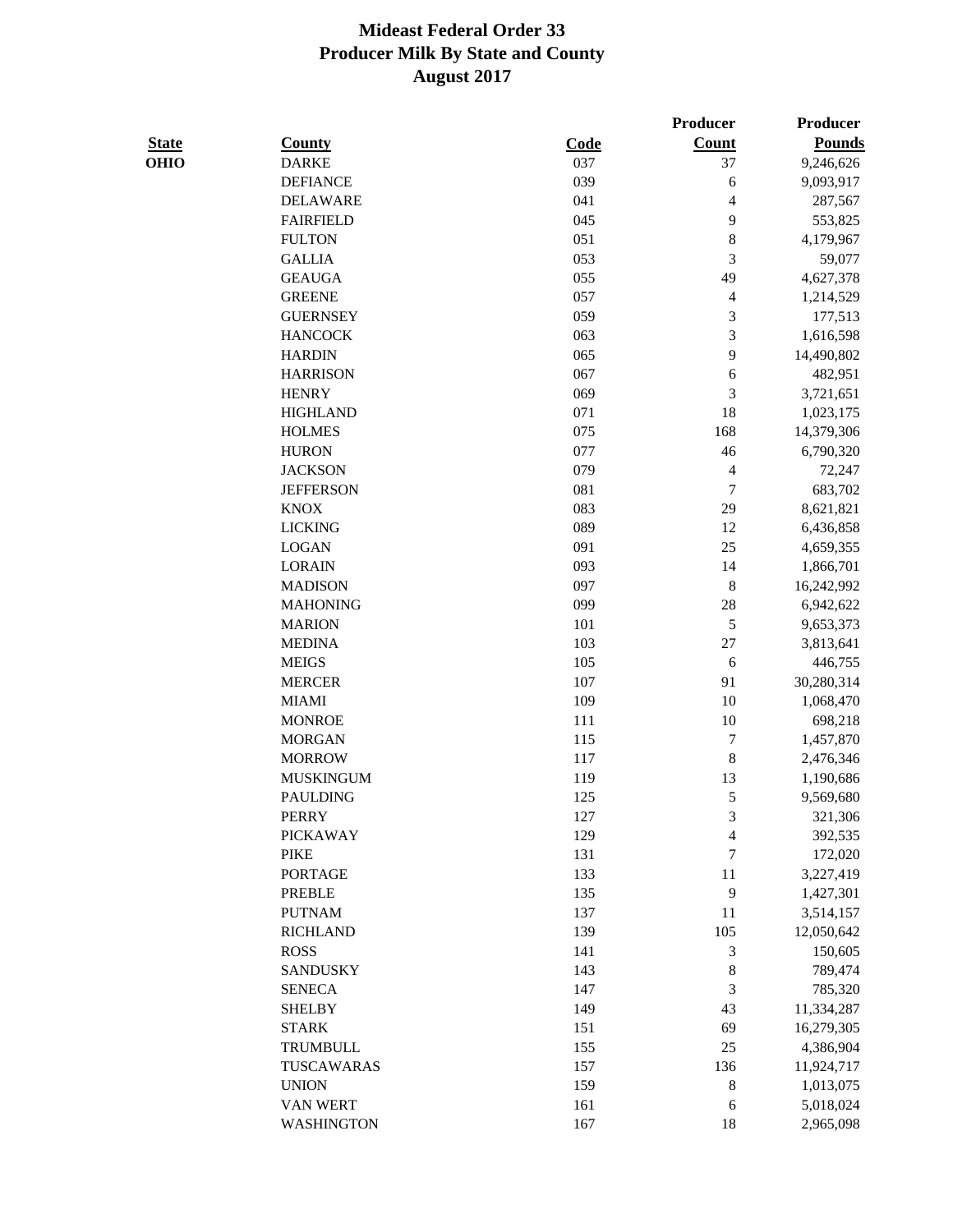# Mideast Federal Order 33
## Producer Milk By State and County
### August 2017

| State | County | Code | Producer Count | Producer Pounds |
|---|---|---|---|---|
| OHIO | DARKE | 037 | 37 | 9,246,626 |
| | DEFIANCE | 039 | 6 | 9,093,917 |
| | DELAWARE | 041 | 4 | 287,567 |
| | FAIRFIELD | 045 | 9 | 553,825 |
| | FULTON | 051 | 8 | 4,179,967 |
| | GALLIA | 053 | 3 | 59,077 |
| | GEAUGA | 055 | 49 | 4,627,378 |
| | GREENE | 057 | 4 | 1,214,529 |
| | GUERNSEY | 059 | 3 | 177,513 |
| | HANCOCK | 063 | 3 | 1,616,598 |
| | HARDIN | 065 | 9 | 14,490,802 |
| | HARRISON | 067 | 6 | 482,951 |
| | HENRY | 069 | 3 | 3,721,651 |
| | HIGHLAND | 071 | 18 | 1,023,175 |
| | HOLMES | 075 | 168 | 14,379,306 |
| | HURON | 077 | 46 | 6,790,320 |
| | JACKSON | 079 | 4 | 72,247 |
| | JEFFERSON | 081 | 7 | 683,702 |
| | KNOX | 083 | 29 | 8,621,821 |
| | LICKING | 089 | 12 | 6,436,858 |
| | LOGAN | 091 | 25 | 4,659,355 |
| | LORAIN | 093 | 14 | 1,866,701 |
| | MADISON | 097 | 8 | 16,242,992 |
| | MAHONING | 099 | 28 | 6,942,622 |
| | MARION | 101 | 5 | 9,653,373 |
| | MEDINA | 103 | 27 | 3,813,641 |
| | MEIGS | 105 | 6 | 446,755 |
| | MERCER | 107 | 91 | 30,280,314 |
| | MIAMI | 109 | 10 | 1,068,470 |
| | MONROE | 111 | 10 | 698,218 |
| | MORGAN | 115 | 7 | 1,457,870 |
| | MORROW | 117 | 8 | 2,476,346 |
| | MUSKINGUM | 119 | 13 | 1,190,686 |
| | PAULDING | 125 | 5 | 9,569,680 |
| | PERRY | 127 | 3 | 321,306 |
| | PICKAWAY | 129 | 4 | 392,535 |
| | PIKE | 131 | 7 | 172,020 |
| | PORTAGE | 133 | 11 | 3,227,419 |
| | PREBLE | 135 | 9 | 1,427,301 |
| | PUTNAM | 137 | 11 | 3,514,157 |
| | RICHLAND | 139 | 105 | 12,050,642 |
| | ROSS | 141 | 3 | 150,605 |
| | SANDUSKY | 143 | 8 | 789,474 |
| | SENECA | 147 | 3 | 785,320 |
| | SHELBY | 149 | 43 | 11,334,287 |
| | STARK | 151 | 69 | 16,279,305 |
| | TRUMBULL | 155 | 25 | 4,386,904 |
| | TUSCARAWAS | 157 | 136 | 11,924,717 |
| | UNION | 159 | 8 | 1,013,075 |
| | VAN WERT | 161 | 6 | 5,018,024 |
| | WASHINGTON | 167 | 18 | 2,965,098 |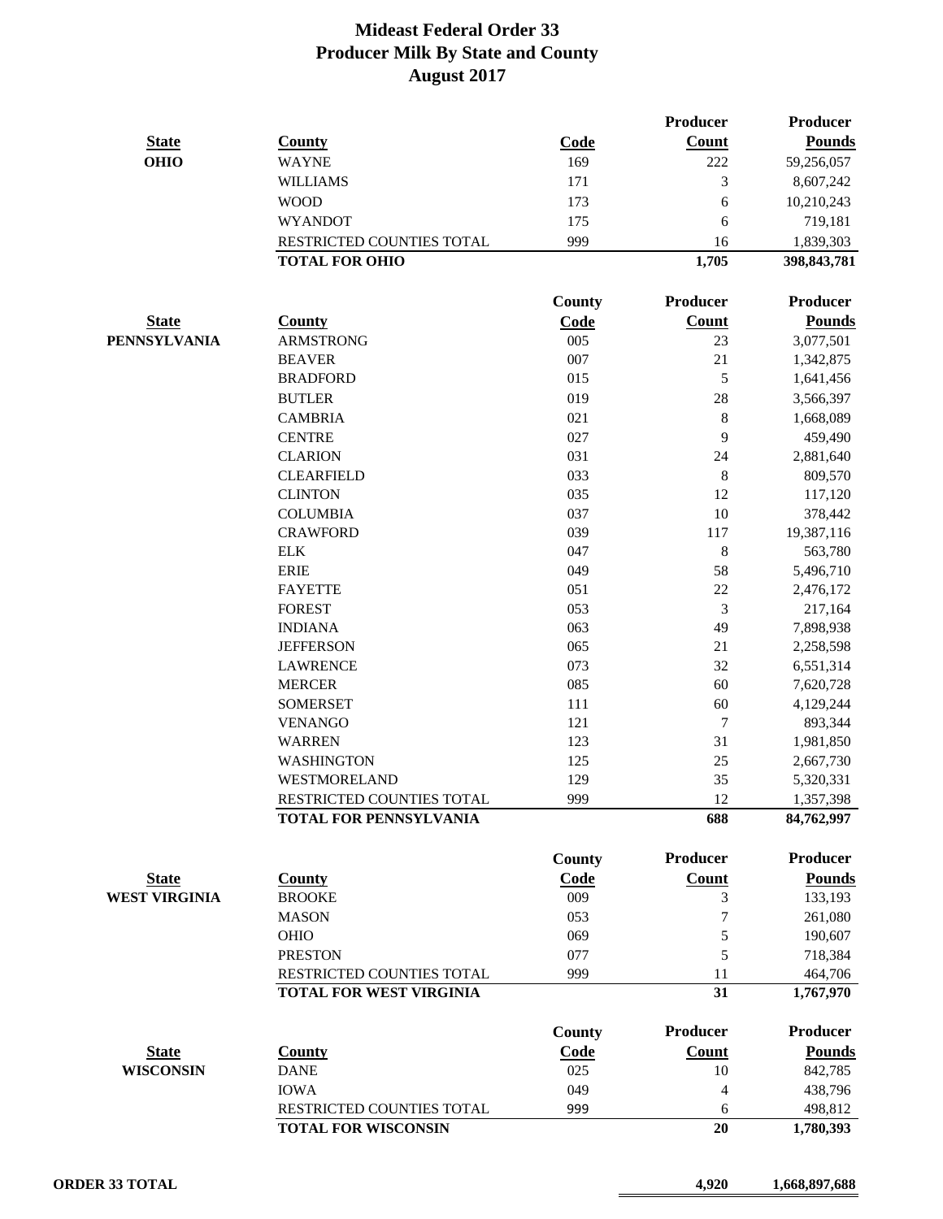# Mideast Federal Order 33
## Producer Milk By State and County
## August 2017

| State | County | Code | Producer Count | Producer Pounds |
|---|---|---|---|---|
| OHIO | WAYNE | 169 | 222 | 59,256,057 |
| | WILLIAMS | 171 | 3 | 8,607,242 |
| | WOOD | 173 | 6 | 10,210,243 |
| | WYANDOT | 175 | 6 | 719,181 |
| | RESTRICTED COUNTIES TOTAL | 999 | 16 | 1,839,303 |
| | **TOTAL FOR OHIO** | | **1,705** | **398,843,781** |

| State | County | County Code | Producer Count | Producer Pounds |
|---|---|---|---|---|
| PENNSYLVANIA | ARMSTRONG | 005 | 23 | 3,077,501 |
| | BEAVER | 007 | 21 | 1,342,875 |
| | BRADFORD | 015 | 5 | 1,641,456 |
| | BUTLER | 019 | 28 | 3,566,397 |
| | CAMBRIA | 021 | 8 | 1,668,089 |
| | CENTRE | 027 | 9 | 459,490 |
| | CLARION | 031 | 24 | 2,881,640 |
| | CLEARFIELD | 033 | 8 | 809,570 |
| | CLINTON | 035 | 12 | 117,120 |
| | COLUMBIA | 037 | 10 | 378,442 |
| | CRAWFORD | 039 | 117 | 19,387,116 |
| | ELK | 047 | 8 | 563,780 |
| | ERIE | 049 | 58 | 5,496,710 |
| | FAYETTE | 051 | 22 | 2,476,172 |
| | FOREST | 053 | 3 | 217,164 |
| | INDIANA | 063 | 49 | 7,898,938 |
| | JEFFERSON | 065 | 21 | 2,258,598 |
| | LAWRENCE | 073 | 32 | 6,551,314 |
| | MERCER | 085 | 60 | 7,620,728 |
| | SOMERSET | 111 | 60 | 4,129,244 |
| | VENANGO | 121 | 7 | 893,344 |
| | WARREN | 123 | 31 | 1,981,850 |
| | WASHINGTON | 125 | 25 | 2,667,730 |
| | WESTMORELAND | 129 | 35 | 5,320,331 |
| | RESTRICTED COUNTIES TOTAL | 999 | 12 | 1,357,398 |
| | **TOTAL FOR PENNSYLVANIA** | | **688** | **84,762,997** |

| State | County | County Code | Producer Count | Producer Pounds |
|---|---|---|---|---|
| WEST VIRGINIA | BROOKE | 009 | 3 | 133,193 |
| | MASON | 053 | 7 | 261,080 |
| | OHIO | 069 | 5 | 190,607 |
| | PRESTON | 077 | 5 | 718,384 |
| | RESTRICTED COUNTIES TOTAL | 999 | 11 | 464,706 |
| | **TOTAL FOR WEST VIRGINIA** | | **31** | **1,767,970** |

| State | County | County Code | Producer Count | Producer Pounds |
|---|---|---|---|---|
| WISCONSIN | DANE | 025 | 10 | 842,785 |
| | IOWA | 049 | 4 | 438,796 |
| | RESTRICTED COUNTIES TOTAL | 999 | 6 | 498,812 |
| | **TOTAL FOR WISCONSIN** | | **20** | **1,780,393** |

| | | | | |
|---|---|---|---|---|
| **ORDER 33 TOTAL** | | | **4,920** | **1,668,897,688** |